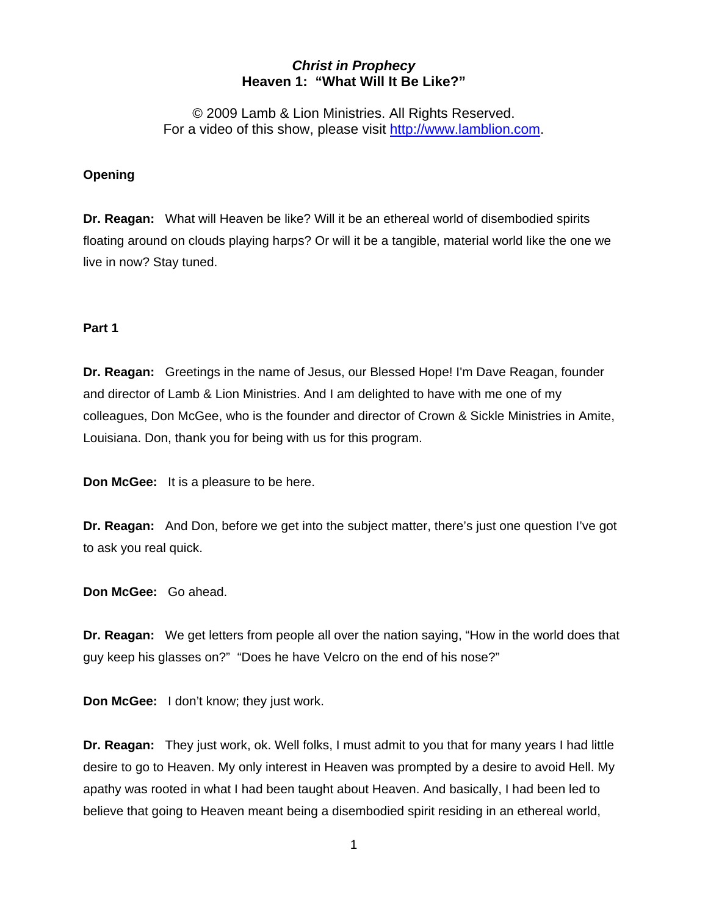# *Christ in Prophecy*
## Heaven 1: "What Will It Be Like?"

© 2009 Lamb & Lion Ministries. All Rights Reserved.
For a video of this show, please visit [http://www.lamblion.com](http://www.lamblion.com).

### Opening

**Dr. Reagan:** What will Heaven be like? Will it be an ethereal world of disembodied spirits floating around on clouds playing harps? Or will it be a tangible, material world like the one we live in now? Stay tuned.

### Part 1

**Dr. Reagan:** Greetings in the name of Jesus, our Blessed Hope! I'm Dave Reagan, founder and director of Lamb & Lion Ministries. And I am delighted to have with me one of my colleagues, Don McGee, who is the founder and director of Crown & Sickle Ministries in Amite, Louisiana. Don, thank you for being with us for this program.

**Don McGee:** It is a pleasure to be here.

**Dr. Reagan:** And Don, before we get into the subject matter, there's just one question I've got to ask you real quick.

**Don McGee:** Go ahead.

**Dr. Reagan:** We get letters from people all over the nation saying, "How in the world does that guy keep his glasses on?" "Does he have Velcro on the end of his nose?"

**Don McGee:** I don't know; they just work.

**Dr. Reagan:** They just work, ok. Well folks, I must admit to you that for many years I had little desire to go to Heaven. My only interest in Heaven was prompted by a desire to avoid Hell. My apathy was rooted in what I had been taught about Heaven. And basically, I had been led to believe that going to Heaven meant being a disembodied spirit residing in an ethereal world,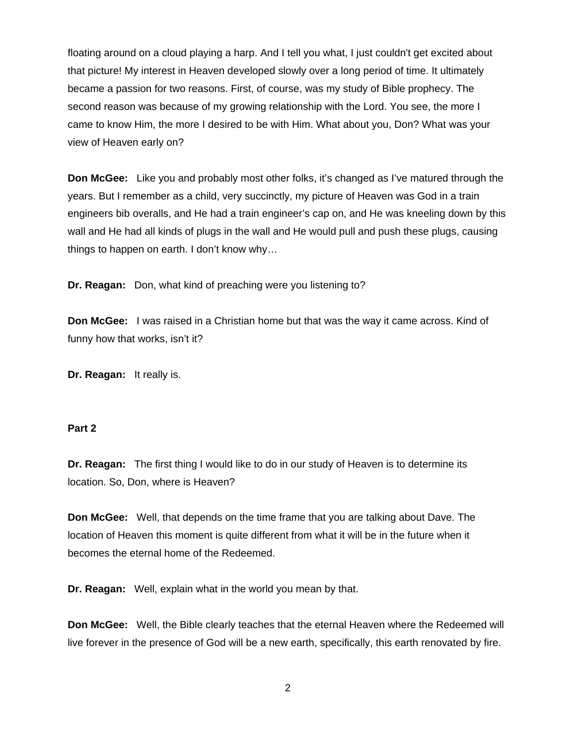floating around on a cloud playing a harp. And I tell you what, I just couldn't get excited about that picture! My interest in Heaven developed slowly over a long period of time. It ultimately became a passion for two reasons. First, of course, was my study of Bible prophecy. The second reason was because of my growing relationship with the Lord. You see, the more I came to know Him, the more I desired to be with Him. What about you, Don? What was your view of Heaven early on?

**Don McGee:** Like you and probably most other folks, it's changed as I've matured through the years. But I remember as a child, very succinctly, my picture of Heaven was God in a train engineers bib overalls, and He had a train engineer's cap on, and He was kneeling down by this wall and He had all kinds of plugs in the wall and He would pull and push these plugs, causing things to happen on earth. I don't know why…

**Dr. Reagan:** Don, what kind of preaching were you listening to?

**Don McGee:** I was raised in a Christian home but that was the way it came across. Kind of funny how that works, isn't it?

**Dr. Reagan:** It really is.

**Part 2**

**Dr. Reagan:** The first thing I would like to do in our study of Heaven is to determine its location. So, Don, where is Heaven?

**Don McGee:** Well, that depends on the time frame that you are talking about Dave. The location of Heaven this moment is quite different from what it will be in the future when it becomes the eternal home of the Redeemed.

**Dr. Reagan:** Well, explain what in the world you mean by that.

**Don McGee:** Well, the Bible clearly teaches that the eternal Heaven where the Redeemed will live forever in the presence of God will be a new earth, specifically, this earth renovated by fire.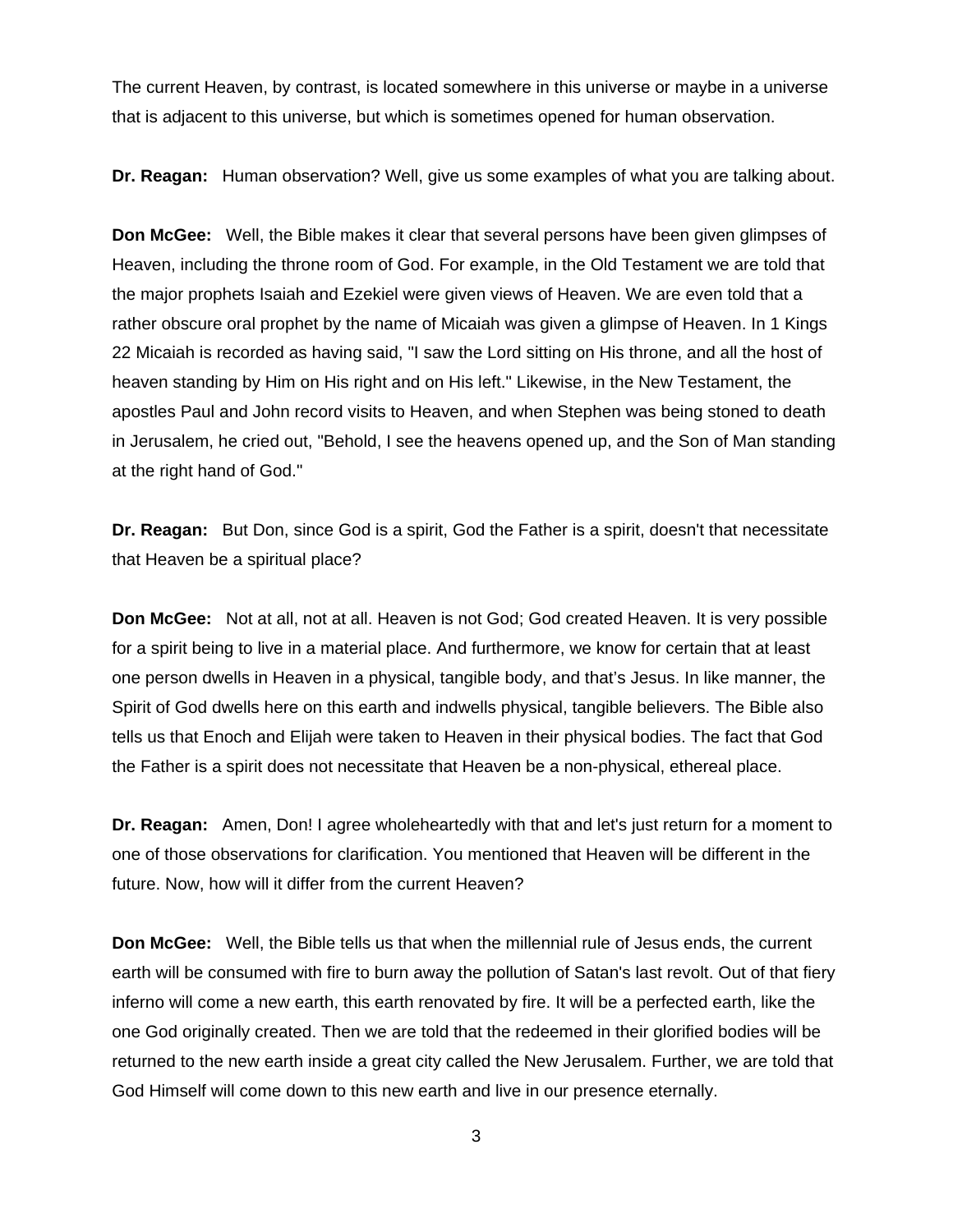The current Heaven, by contrast, is located somewhere in this universe or maybe in a universe that is adjacent to this universe, but which is sometimes opened for human observation.

**Dr. Reagan:** Human observation? Well, give us some examples of what you are talking about.

**Don McGee:** Well, the Bible makes it clear that several persons have been given glimpses of Heaven, including the throne room of God. For example, in the Old Testament we are told that the major prophets Isaiah and Ezekiel were given views of Heaven. We are even told that a rather obscure oral prophet by the name of Micaiah was given a glimpse of Heaven. In 1 Kings 22 Micaiah is recorded as having said, "I saw the Lord sitting on His throne, and all the host of heaven standing by Him on His right and on His left." Likewise, in the New Testament, the apostles Paul and John record visits to Heaven, and when Stephen was being stoned to death in Jerusalem, he cried out, "Behold, I see the heavens opened up, and the Son of Man standing at the right hand of God."

**Dr. Reagan:** But Don, since God is a spirit, God the Father is a spirit, doesn't that necessitate that Heaven be a spiritual place?

**Don McGee:** Not at all, not at all. Heaven is not God; God created Heaven. It is very possible for a spirit being to live in a material place. And furthermore, we know for certain that at least one person dwells in Heaven in a physical, tangible body, and that’s Jesus. In like manner, the Spirit of God dwells here on this earth and indwells physical, tangible believers. The Bible also tells us that Enoch and Elijah were taken to Heaven in their physical bodies. The fact that God the Father is a spirit does not necessitate that Heaven be a non-physical, ethereal place.

**Dr. Reagan:** Amen, Don! I agree wholeheartedly with that and let's just return for a moment to one of those observations for clarification. You mentioned that Heaven will be different in the future. Now, how will it differ from the current Heaven?

**Don McGee:** Well, the Bible tells us that when the millennial rule of Jesus ends, the current earth will be consumed with fire to burn away the pollution of Satan's last revolt. Out of that fiery inferno will come a new earth, this earth renovated by fire. It will be a perfected earth, like the one God originally created. Then we are told that the redeemed in their glorified bodies will be returned to the new earth inside a great city called the New Jerusalem. Further, we are told that God Himself will come down to this new earth and live in our presence eternally.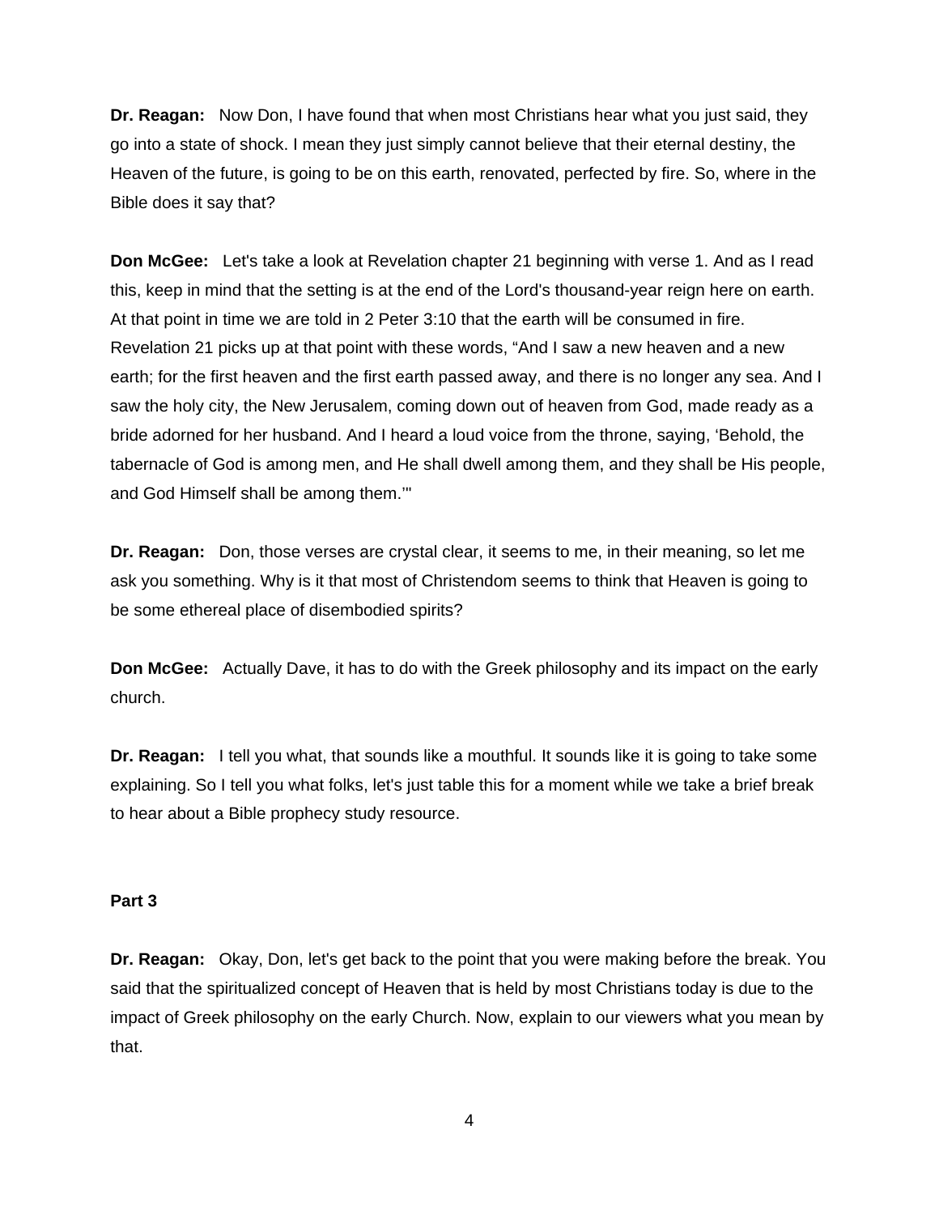**Dr. Reagan:** Now Don, I have found that when most Christians hear what you just said, they go into a state of shock. I mean they just simply cannot believe that their eternal destiny, the Heaven of the future, is going to be on this earth, renovated, perfected by fire. So, where in the Bible does it say that?

**Don McGee:** Let's take a look at Revelation chapter 21 beginning with verse 1. And as I read this, keep in mind that the setting is at the end of the Lord's thousand-year reign here on earth. At that point in time we are told in 2 Peter 3:10 that the earth will be consumed in fire. Revelation 21 picks up at that point with these words, "And I saw a new heaven and a new earth; for the first heaven and the first earth passed away, and there is no longer any sea. And I saw the holy city, the New Jerusalem, coming down out of heaven from God, made ready as a bride adorned for her husband. And I heard a loud voice from the throne, saying, 'Behold, the tabernacle of God is among men, and He shall dwell among them, and they shall be His people, and God Himself shall be among them.'"

**Dr. Reagan:** Don, those verses are crystal clear, it seems to me, in their meaning, so let me ask you something. Why is it that most of Christendom seems to think that Heaven is going to be some ethereal place of disembodied spirits?

**Don McGee:** Actually Dave, it has to do with the Greek philosophy and its impact on the early church.

**Dr. Reagan:** I tell you what, that sounds like a mouthful. It sounds like it is going to take some explaining. So I tell you what folks, let's just table this for a moment while we take a brief break to hear about a Bible prophecy study resource.

**Part 3**

**Dr. Reagan:** Okay, Don, let's get back to the point that you were making before the break. You said that the spiritualized concept of Heaven that is held by most Christians today is due to the impact of Greek philosophy on the early Church. Now, explain to our viewers what you mean by that.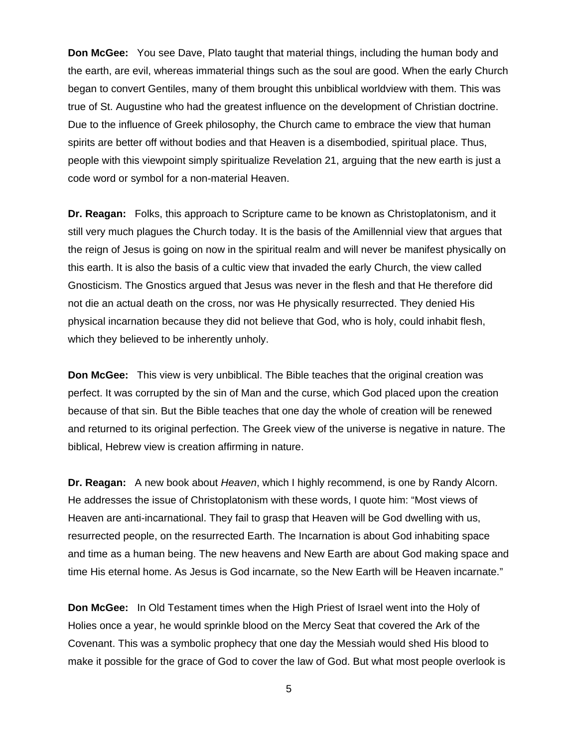**Don McGee:** You see Dave, Plato taught that material things, including the human body and the earth, are evil, whereas immaterial things such as the soul are good. When the early Church began to convert Gentiles, many of them brought this unbiblical worldview with them. This was true of St. Augustine who had the greatest influence on the development of Christian doctrine. Due to the influence of Greek philosophy, the Church came to embrace the view that human spirits are better off without bodies and that Heaven is a disembodied, spiritual place. Thus, people with this viewpoint simply spiritualize Revelation 21, arguing that the new earth is just a code word or symbol for a non-material Heaven.

**Dr. Reagan:** Folks, this approach to Scripture came to be known as Christoplatonism, and it still very much plagues the Church today. It is the basis of the Amillennial view that argues that the reign of Jesus is going on now in the spiritual realm and will never be manifest physically on this earth. It is also the basis of a cultic view that invaded the early Church, the view called Gnosticism. The Gnostics argued that Jesus was never in the flesh and that He therefore did not die an actual death on the cross, nor was He physically resurrected. They denied His physical incarnation because they did not believe that God, who is holy, could inhabit flesh, which they believed to be inherently unholy.

**Don McGee:** This view is very unbiblical. The Bible teaches that the original creation was perfect. It was corrupted by the sin of Man and the curse, which God placed upon the creation because of that sin. But the Bible teaches that one day the whole of creation will be renewed and returned to its original perfection. The Greek view of the universe is negative in nature. The biblical, Hebrew view is creation affirming in nature.

**Dr. Reagan:** A new book about *Heaven*, which I highly recommend, is one by Randy Alcorn. He addresses the issue of Christoplatonism with these words, I quote him: "Most views of Heaven are anti-incarnational. They fail to grasp that Heaven will be God dwelling with us, resurrected people, on the resurrected Earth. The Incarnation is about God inhabiting space and time as a human being. The new heavens and New Earth are about God making space and time His eternal home. As Jesus is God incarnate, so the New Earth will be Heaven incarnate."

**Don McGee:** In Old Testament times when the High Priest of Israel went into the Holy of Holies once a year, he would sprinkle blood on the Mercy Seat that covered the Ark of the Covenant. This was a symbolic prophecy that one day the Messiah would shed His blood to make it possible for the grace of God to cover the law of God. But what most people overlook is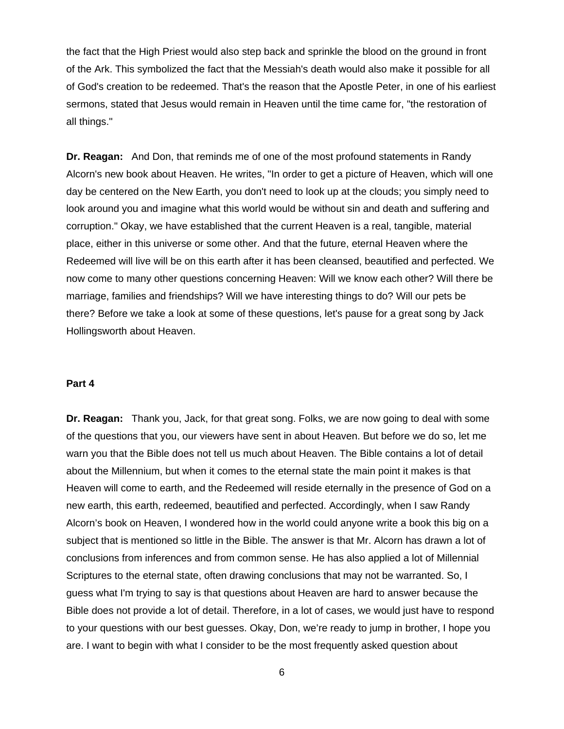the fact that the High Priest would also step back and sprinkle the blood on the ground in front of the Ark. This symbolized the fact that the Messiah's death would also make it possible for all of God's creation to be redeemed. That's the reason that the Apostle Peter, in one of his earliest sermons, stated that Jesus would remain in Heaven until the time came for, "the restoration of all things."

**Dr. Reagan:** And Don, that reminds me of one of the most profound statements in Randy Alcorn's new book about Heaven. He writes, "In order to get a picture of Heaven, which will one day be centered on the New Earth, you don't need to look up at the clouds; you simply need to look around you and imagine what this world would be without sin and death and suffering and corruption." Okay, we have established that the current Heaven is a real, tangible, material place, either in this universe or some other. And that the future, eternal Heaven where the Redeemed will live will be on this earth after it has been cleansed, beautified and perfected. We now come to many other questions concerning Heaven: Will we know each other? Will there be marriage, families and friendships? Will we have interesting things to do? Will our pets be there? Before we take a look at some of these questions, let's pause for a great song by Jack Hollingsworth about Heaven.

**Part 4**

**Dr. Reagan:** Thank you, Jack, for that great song. Folks, we are now going to deal with some of the questions that you, our viewers have sent in about Heaven. But before we do so, let me warn you that the Bible does not tell us much about Heaven. The Bible contains a lot of detail about the Millennium, but when it comes to the eternal state the main point it makes is that Heaven will come to earth, and the Redeemed will reside eternally in the presence of God on a new earth, this earth, redeemed, beautified and perfected. Accordingly, when I saw Randy Alcorn's book on Heaven, I wondered how in the world could anyone write a book this big on a subject that is mentioned so little in the Bible. The answer is that Mr. Alcorn has drawn a lot of conclusions from inferences and from common sense. He has also applied a lot of Millennial Scriptures to the eternal state, often drawing conclusions that may not be warranted. So, I guess what I'm trying to say is that questions about Heaven are hard to answer because the Bible does not provide a lot of detail. Therefore, in a lot of cases, we would just have to respond to your questions with our best guesses. Okay, Don, we're ready to jump in brother, I hope you are. I want to begin with what I consider to be the most frequently asked question about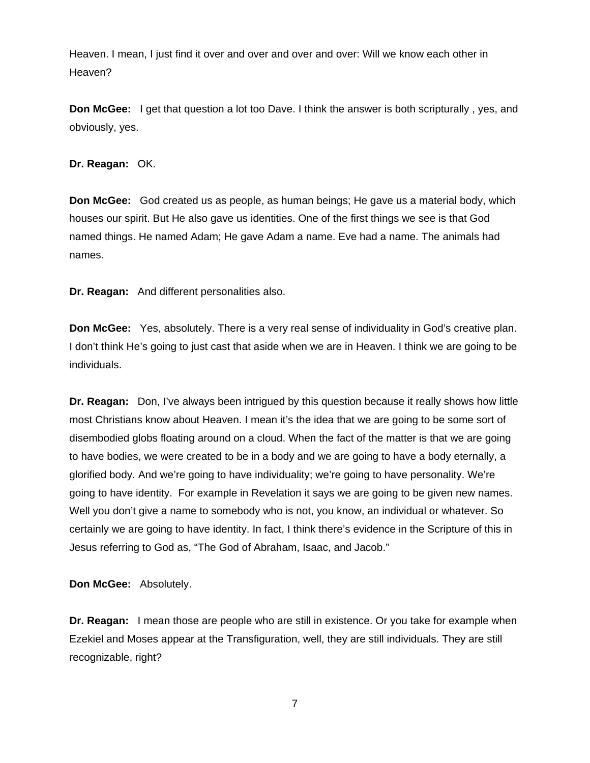Heaven. I mean, I just find it over and over and over and over: Will we know each other in Heaven?

**Don McGee:** I get that question a lot too Dave. I think the answer is both scripturally , yes, and obviously, yes.

**Dr. Reagan:** OK.

**Don McGee:** God created us as people, as human beings; He gave us a material body, which houses our spirit. But He also gave us identities. One of the first things we see is that God named things. He named Adam; He gave Adam a name. Eve had a name. The animals had names.

**Dr. Reagan:** And different personalities also.

**Don McGee:** Yes, absolutely. There is a very real sense of individuality in God's creative plan. I don't think He's going to just cast that aside when we are in Heaven. I think we are going to be individuals.

**Dr. Reagan:** Don, I've always been intrigued by this question because it really shows how little most Christians know about Heaven. I mean it's the idea that we are going to be some sort of disembodied globs floating around on a cloud. When the fact of the matter is that we are going to have bodies, we were created to be in a body and we are going to have a body eternally, a glorified body. And we're going to have individuality; we're going to have personality. We're going to have identity. For example in Revelation it says we are going to be given new names. Well you don't give a name to somebody who is not, you know, an individual or whatever. So certainly we are going to have identity. In fact, I think there's evidence in the Scripture of this in Jesus referring to God as, "The God of Abraham, Isaac, and Jacob."

**Don McGee:** Absolutely.

**Dr. Reagan:** I mean those are people who are still in existence. Or you take for example when Ezekiel and Moses appear at the Transfiguration, well, they are still individuals. They are still recognizable, right?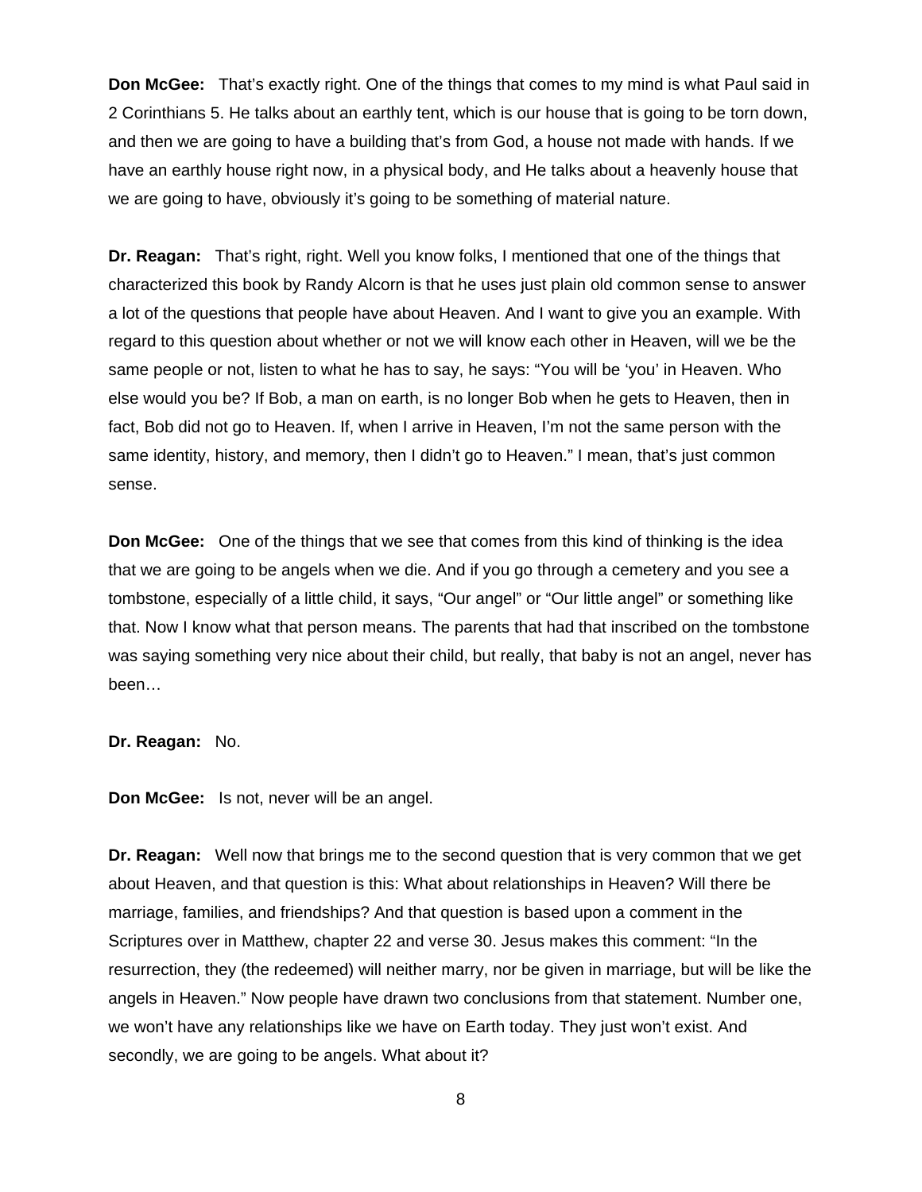**Don McGee:** That's exactly right. One of the things that comes to my mind is what Paul said in 2 Corinthians 5. He talks about an earthly tent, which is our house that is going to be torn down, and then we are going to have a building that's from God, a house not made with hands. If we have an earthly house right now, in a physical body, and He talks about a heavenly house that we are going to have, obviously it's going to be something of material nature.

**Dr. Reagan:** That's right, right. Well you know folks, I mentioned that one of the things that characterized this book by Randy Alcorn is that he uses just plain old common sense to answer a lot of the questions that people have about Heaven. And I want to give you an example. With regard to this question about whether or not we will know each other in Heaven, will we be the same people or not, listen to what he has to say, he says: "You will be 'you' in Heaven. Who else would you be? If Bob, a man on earth, is no longer Bob when he gets to Heaven, then in fact, Bob did not go to Heaven. If, when I arrive in Heaven, I'm not the same person with the same identity, history, and memory, then I didn't go to Heaven." I mean, that's just common sense.

**Don McGee:** One of the things that we see that comes from this kind of thinking is the idea that we are going to be angels when we die. And if you go through a cemetery and you see a tombstone, especially of a little child, it says, "Our angel" or "Our little angel" or something like that. Now I know what that person means. The parents that had that inscribed on the tombstone was saying something very nice about their child, but really, that baby is not an angel, never has been…

**Dr. Reagan:** No.

**Don McGee:** Is not, never will be an angel.

**Dr. Reagan:** Well now that brings me to the second question that is very common that we get about Heaven, and that question is this: What about relationships in Heaven? Will there be marriage, families, and friendships? And that question is based upon a comment in the Scriptures over in Matthew, chapter 22 and verse 30. Jesus makes this comment: "In the resurrection, they (the redeemed) will neither marry, nor be given in marriage, but will be like the angels in Heaven." Now people have drawn two conclusions from that statement. Number one, we won't have any relationships like we have on Earth today. They just won't exist. And secondly, we are going to be angels. What about it?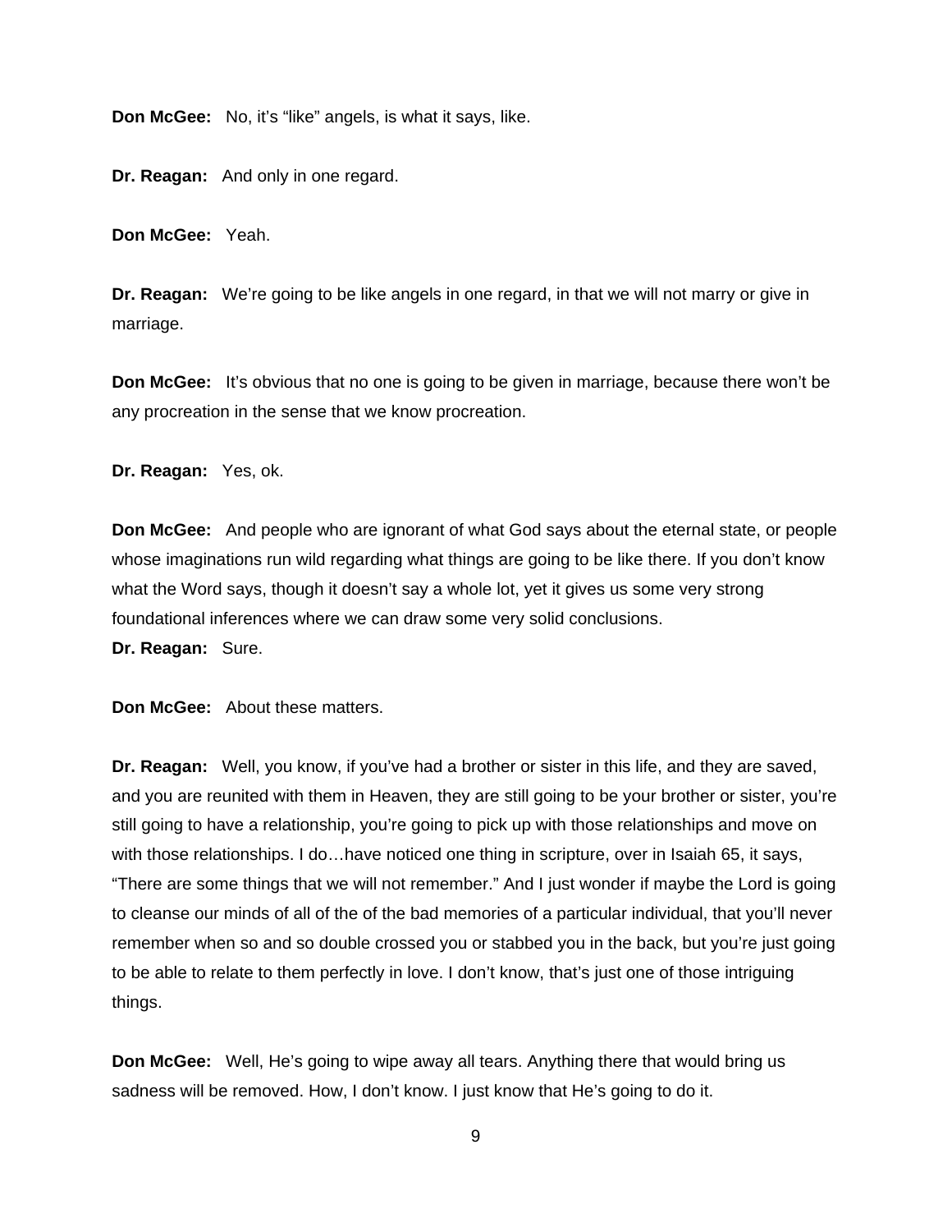**Don McGee:** No, it's "like" angels, is what it says, like.

**Dr. Reagan:** And only in one regard.

**Don McGee:** Yeah.

**Dr. Reagan:** We're going to be like angels in one regard, in that we will not marry or give in marriage.

**Don McGee:** It's obvious that no one is going to be given in marriage, because there won't be any procreation in the sense that we know procreation.

**Dr. Reagan:** Yes, ok.

**Don McGee:** And people who are ignorant of what God says about the eternal state, or people whose imaginations run wild regarding what things are going to be like there. If you don't know what the Word says, though it doesn't say a whole lot, yet it gives us some very strong foundational inferences where we can draw some very solid conclusions.

**Dr. Reagan:** Sure.

**Don McGee:** About these matters.

**Dr. Reagan:** Well, you know, if you've had a brother or sister in this life, and they are saved, and you are reunited with them in Heaven, they are still going to be your brother or sister, you're still going to have a relationship, you're going to pick up with those relationships and move on with those relationships. I do…have noticed one thing in scripture, over in Isaiah 65, it says, "There are some things that we will not remember." And I just wonder if maybe the Lord is going to cleanse our minds of all of the of the bad memories of a particular individual, that you'll never remember when so and so double crossed you or stabbed you in the back, but you're just going to be able to relate to them perfectly in love. I don't know, that's just one of those intriguing things.

**Don McGee:** Well, He's going to wipe away all tears. Anything there that would bring us sadness will be removed. How, I don't know. I just know that He's going to do it.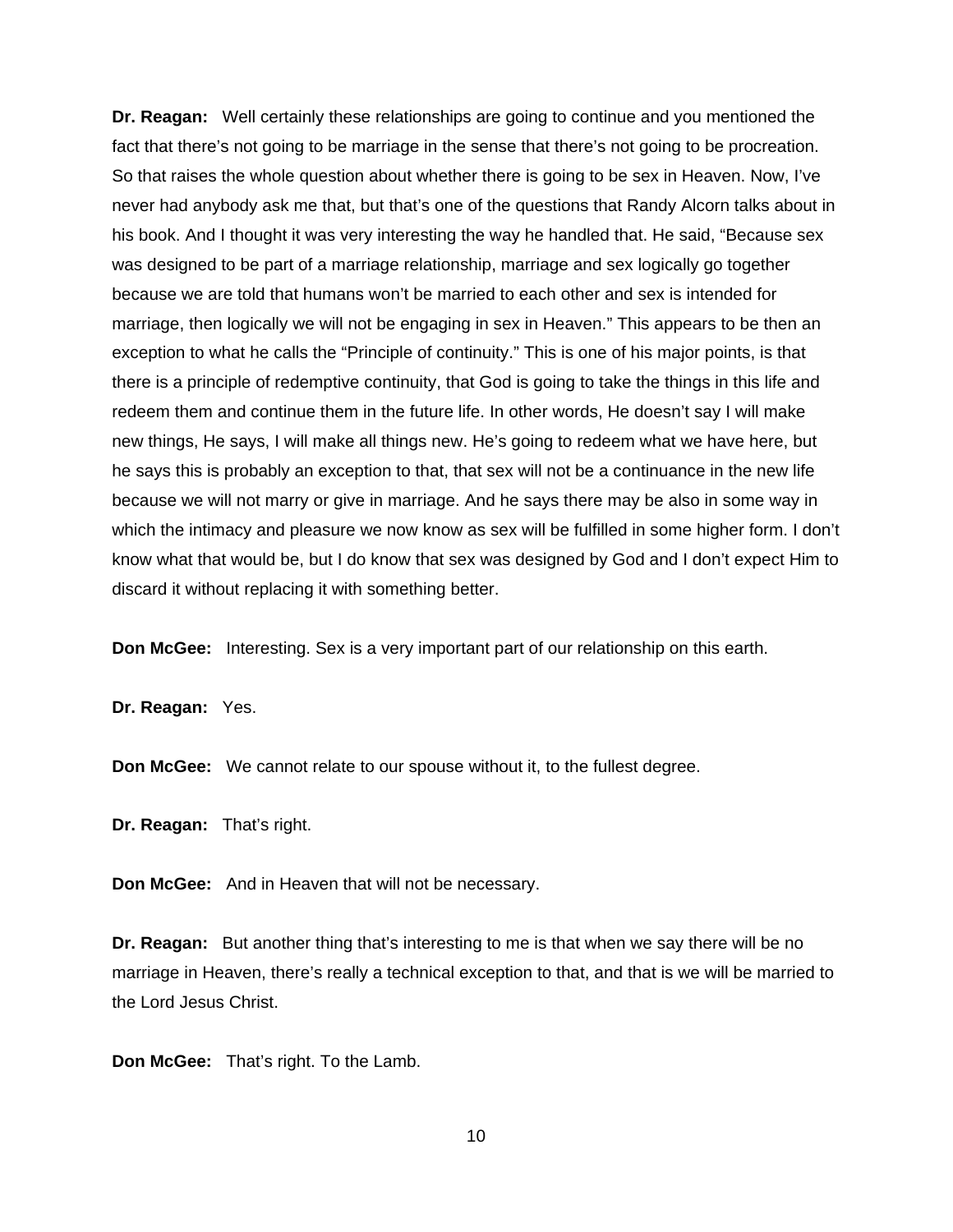**Dr. Reagan:** Well certainly these relationships are going to continue and you mentioned the fact that there's not going to be marriage in the sense that there's not going to be procreation. So that raises the whole question about whether there is going to be sex in Heaven. Now, I've never had anybody ask me that, but that's one of the questions that Randy Alcorn talks about in his book. And I thought it was very interesting the way he handled that. He said, "Because sex was designed to be part of a marriage relationship, marriage and sex logically go together because we are told that humans won't be married to each other and sex is intended for marriage, then logically we will not be engaging in sex in Heaven." This appears to be then an exception to what he calls the "Principle of continuity." This is one of his major points, is that there is a principle of redemptive continuity, that God is going to take the things in this life and redeem them and continue them in the future life. In other words, He doesn't say I will make new things, He says, I will make all things new. He's going to redeem what we have here, but he says this is probably an exception to that, that sex will not be a continuance in the new life because we will not marry or give in marriage. And he says there may be also in some way in which the intimacy and pleasure we now know as sex will be fulfilled in some higher form. I don't know what that would be, but I do know that sex was designed by God and I don't expect Him to discard it without replacing it with something better.

**Don McGee:** Interesting. Sex is a very important part of our relationship on this earth.

**Dr. Reagan:** Yes.

**Don McGee:** We cannot relate to our spouse without it, to the fullest degree.

**Dr. Reagan:** That's right.

**Don McGee:** And in Heaven that will not be necessary.

**Dr. Reagan:** But another thing that's interesting to me is that when we say there will be no marriage in Heaven, there's really a technical exception to that, and that is we will be married to the Lord Jesus Christ.

**Don McGee:** That's right. To the Lamb.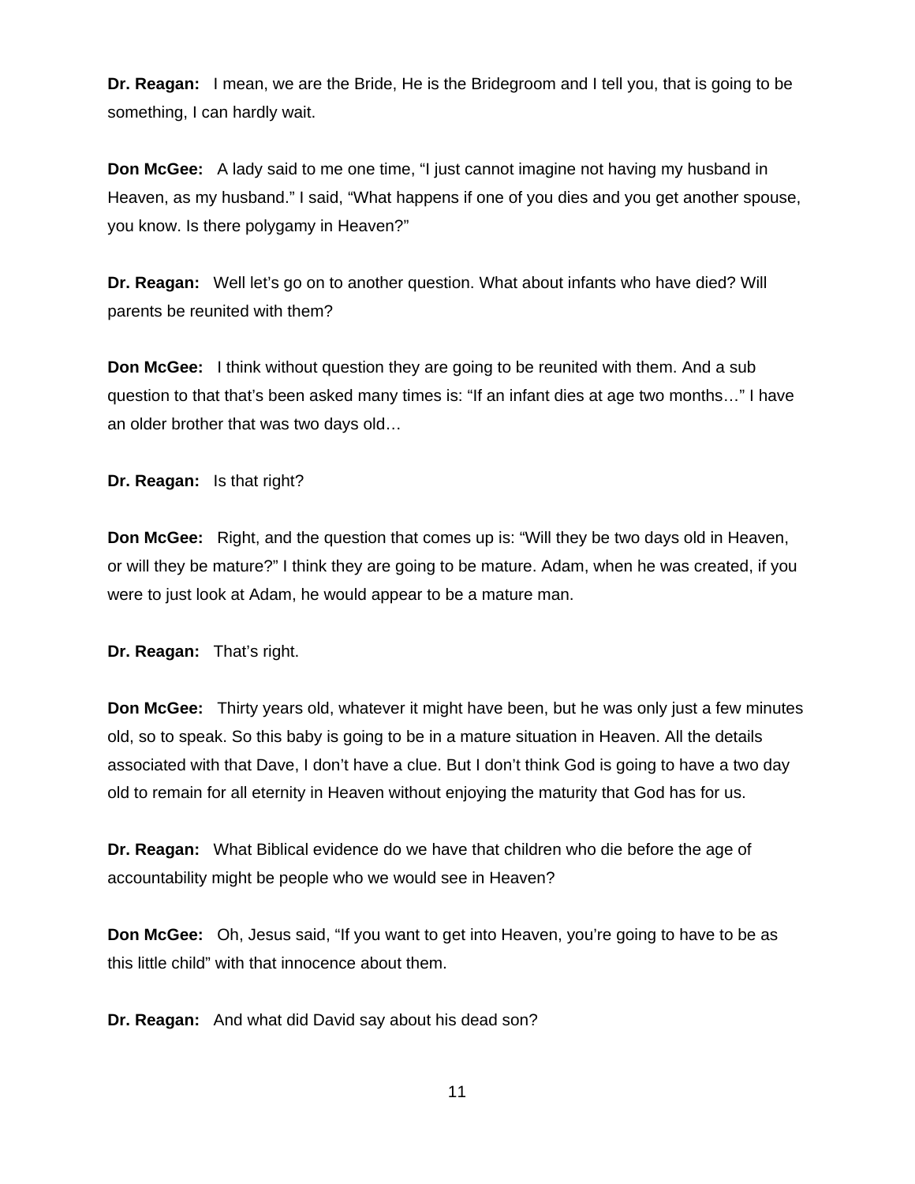**Dr. Reagan:** I mean, we are the Bride, He is the Bridegroom and I tell you, that is going to be something, I can hardly wait.

**Don McGee:** A lady said to me one time, "I just cannot imagine not having my husband in Heaven, as my husband." I said, "What happens if one of you dies and you get another spouse, you know. Is there polygamy in Heaven?"

**Dr. Reagan:** Well let's go on to another question. What about infants who have died? Will parents be reunited with them?

**Don McGee:** I think without question they are going to be reunited with them. And a sub question to that that's been asked many times is: "If an infant dies at age two months…" I have an older brother that was two days old…

**Dr. Reagan:** Is that right?

**Don McGee:** Right, and the question that comes up is: "Will they be two days old in Heaven, or will they be mature?" I think they are going to be mature. Adam, when he was created, if you were to just look at Adam, he would appear to be a mature man.

**Dr. Reagan:** That's right.

**Don McGee:** Thirty years old, whatever it might have been, but he was only just a few minutes old, so to speak. So this baby is going to be in a mature situation in Heaven. All the details associated with that Dave, I don't have a clue. But I don't think God is going to have a two day old to remain for all eternity in Heaven without enjoying the maturity that God has for us.

**Dr. Reagan:** What Biblical evidence do we have that children who die before the age of accountability might be people who we would see in Heaven?

**Don McGee:** Oh, Jesus said, "If you want to get into Heaven, you're going to have to be as this little child" with that innocence about them.

**Dr. Reagan:** And what did David say about his dead son?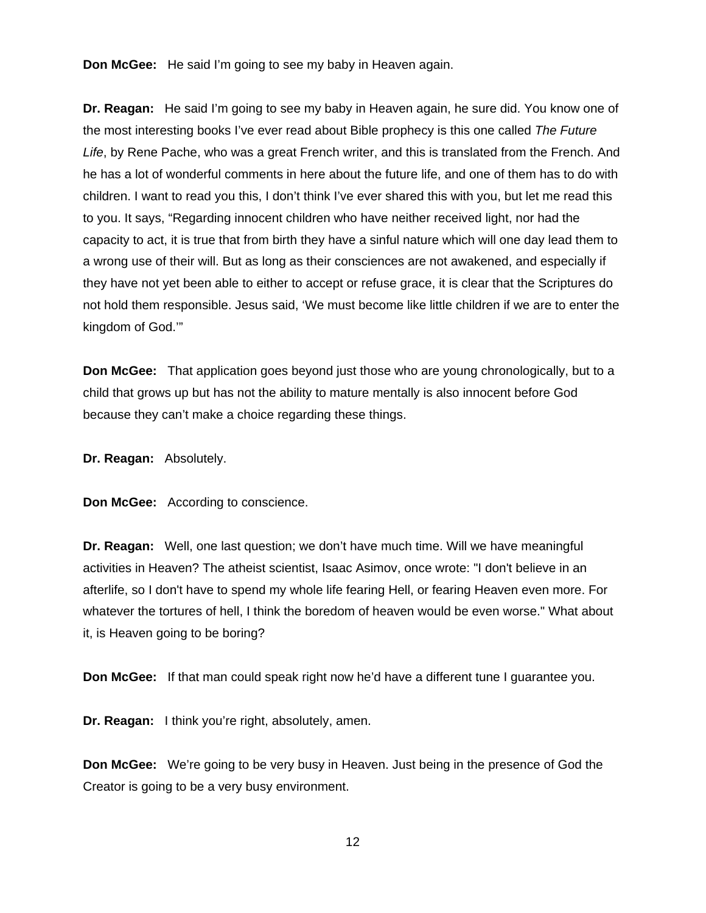**Don McGee:** He said I'm going to see my baby in Heaven again.

**Dr. Reagan:** He said I'm going to see my baby in Heaven again, he sure did. You know one of the most interesting books I've ever read about Bible prophecy is this one called *The Future Life*, by Rene Pache, who was a great French writer, and this is translated from the French. And he has a lot of wonderful comments in here about the future life, and one of them has to do with children. I want to read you this, I don't think I've ever shared this with you, but let me read this to you. It says, "Regarding innocent children who have neither received light, nor had the capacity to act, it is true that from birth they have a sinful nature which will one day lead them to a wrong use of their will. But as long as their consciences are not awakened, and especially if they have not yet been able to either to accept or refuse grace, it is clear that the Scriptures do not hold them responsible. Jesus said, 'We must become like little children if we are to enter the kingdom of God.'"

**Don McGee:** That application goes beyond just those who are young chronologically, but to a child that grows up but has not the ability to mature mentally is also innocent before God because they can't make a choice regarding these things.

**Dr. Reagan:** Absolutely.

**Don McGee:** According to conscience.

**Dr. Reagan:** Well, one last question; we don't have much time. Will we have meaningful activities in Heaven? The atheist scientist, Isaac Asimov, once wrote: "I don't believe in an afterlife, so I don't have to spend my whole life fearing Hell, or fearing Heaven even more. For whatever the tortures of hell, I think the boredom of heaven would be even worse." What about it, is Heaven going to be boring?

**Don McGee:** If that man could speak right now he'd have a different tune I guarantee you.

**Dr. Reagan:** I think you're right, absolutely, amen.

**Don McGee:** We're going to be very busy in Heaven. Just being in the presence of God the Creator is going to be a very busy environment.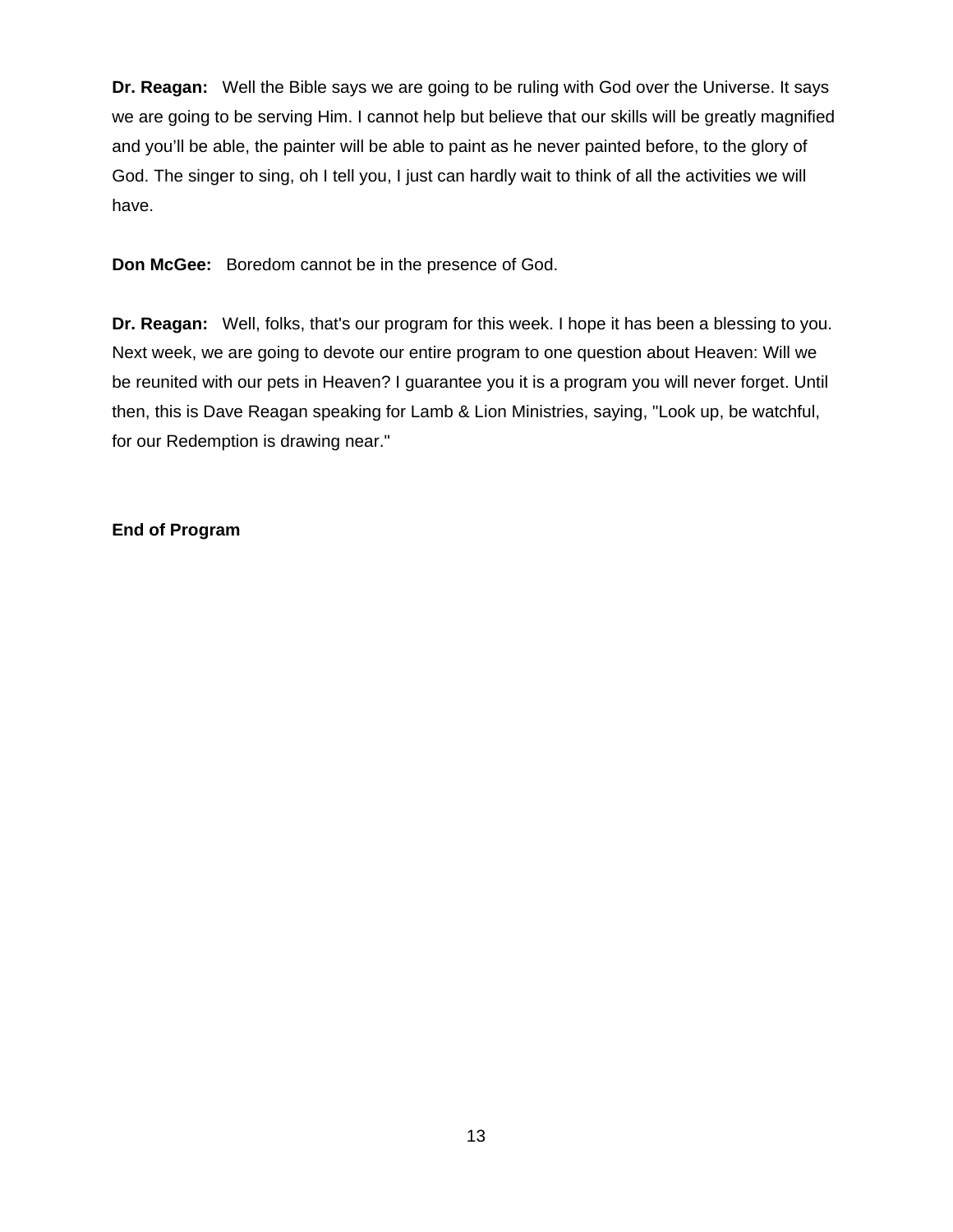**Dr. Reagan:** Well the Bible says we are going to be ruling with God over the Universe. It says we are going to be serving Him. I cannot help but believe that our skills will be greatly magnified and you'll be able, the painter will be able to paint as he never painted before, to the glory of God. The singer to sing, oh I tell you, I just can hardly wait to think of all the activities we will have.

**Don McGee:** Boredom cannot be in the presence of God.

**Dr. Reagan:** Well, folks, that's our program for this week. I hope it has been a blessing to you. Next week, we are going to devote our entire program to one question about Heaven: Will we be reunited with our pets in Heaven? I guarantee you it is a program you will never forget. Until then, this is Dave Reagan speaking for Lamb & Lion Ministries, saying, "Look up, be watchful, for our Redemption is drawing near."

**End of Program**